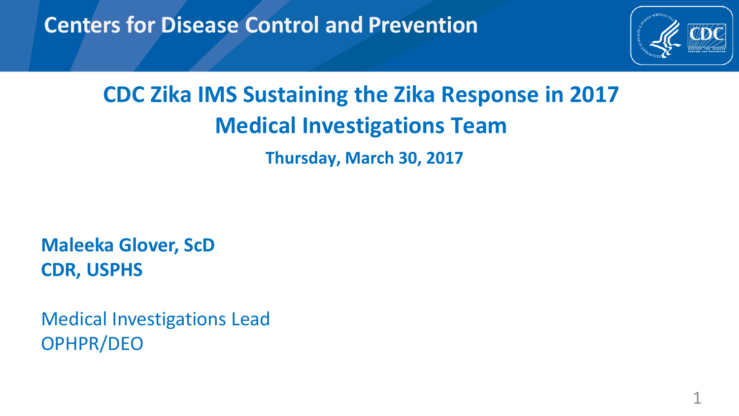Centers for Disease Control and Prevention

# CDC Zika IMS Sustaining the Zika Response in 2017
## Medical Investigations Team

**Thursday, March 30, 2017**

**Maleeka Glover, ScD**
**CDR, USPHS**

Medical Investigations Lead
OPHPR/DEO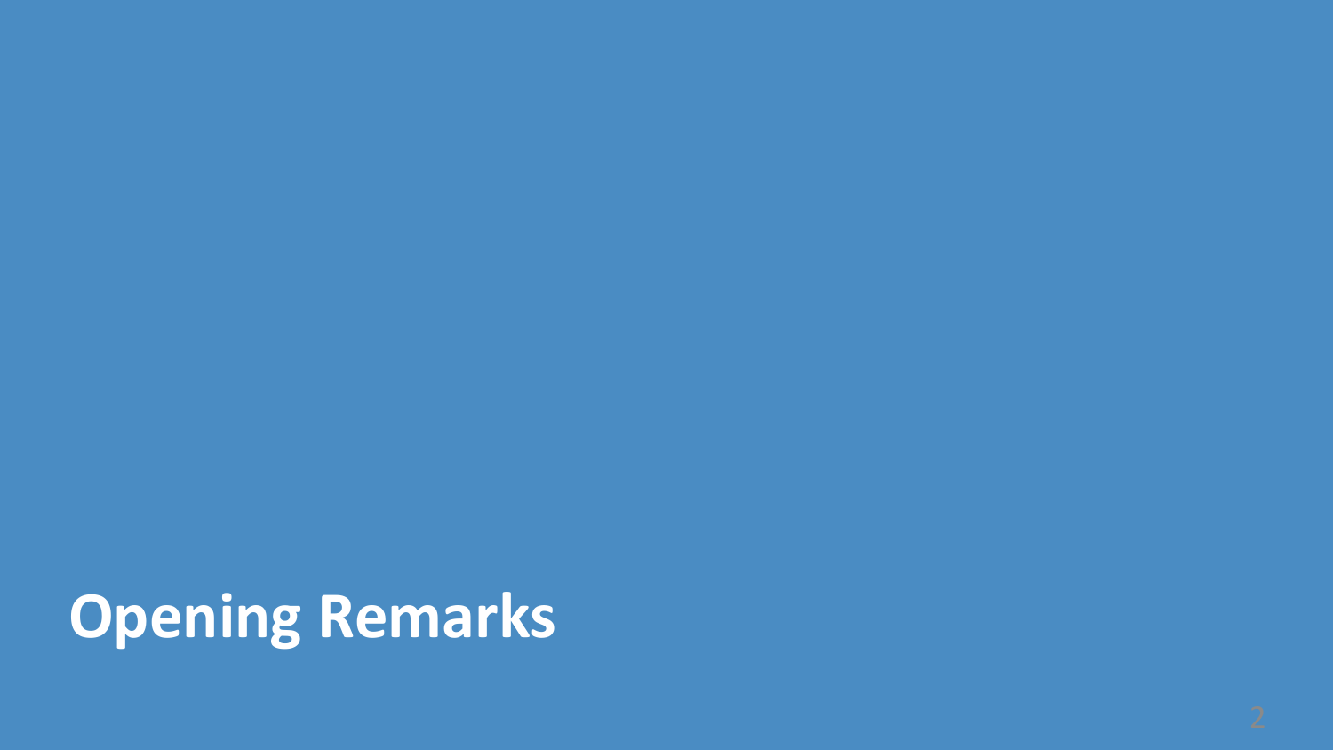# Opening Remarks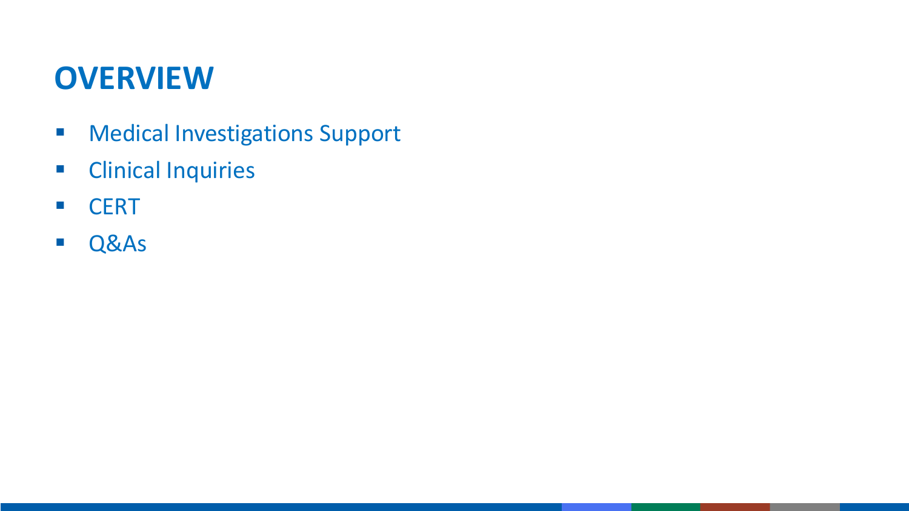# OVERVIEW

- Medical Investigations Support
- Clinical Inquiries
- CERT
- Q&As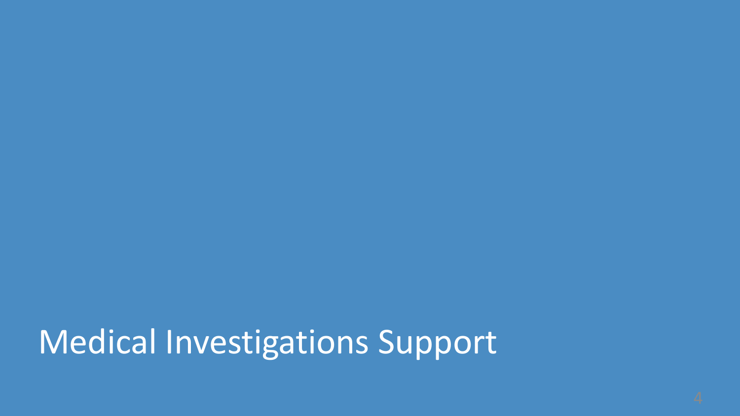# Medical Investigations Support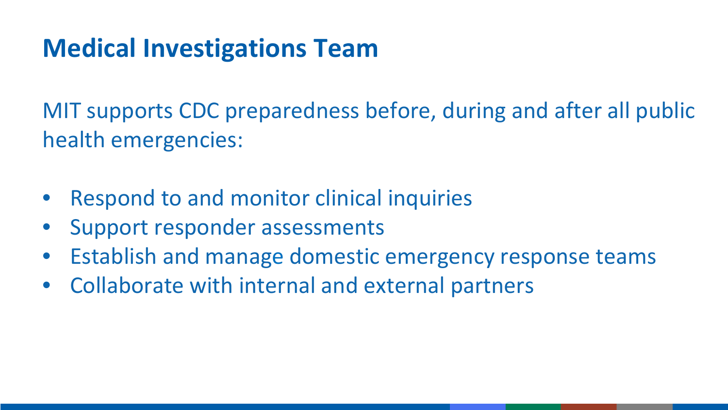# Medical Investigations Team

MIT supports CDC preparedness before, during and after all public health emergencies:

- Respond to and monitor clinical inquiries
- Support responder assessments
- Establish and manage domestic emergency response teams
- Collaborate with internal and external partners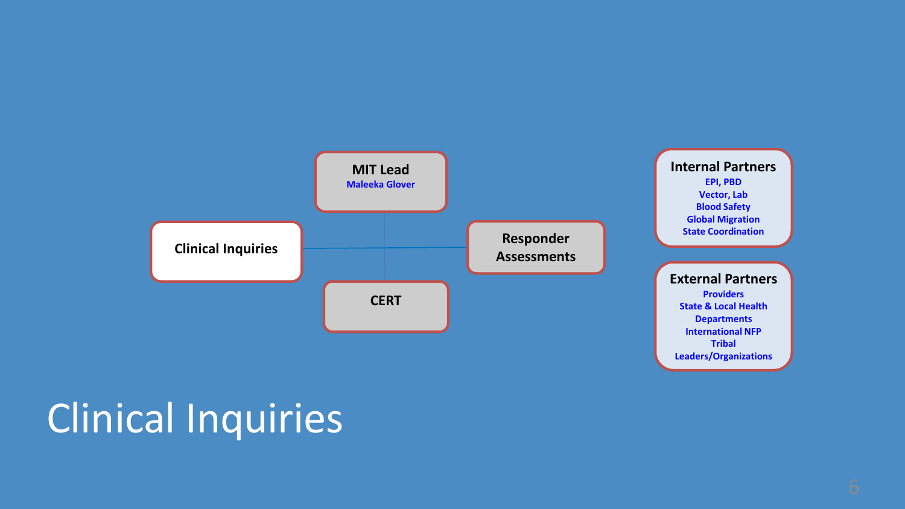# Clinical Inquiries

**MIT Lead**
Maleeka Glover

**Clinical Inquiries**

**Responder Assessments**

**CERT**

**Internal Partners**
- EPI, PBD
- Vector, Lab
- Blood Safety
- Global Migration
- State Coordination

**External Partners**
- Providers
- State & Local Health Departments
- International NFP
- Tribal Leaders/Organizations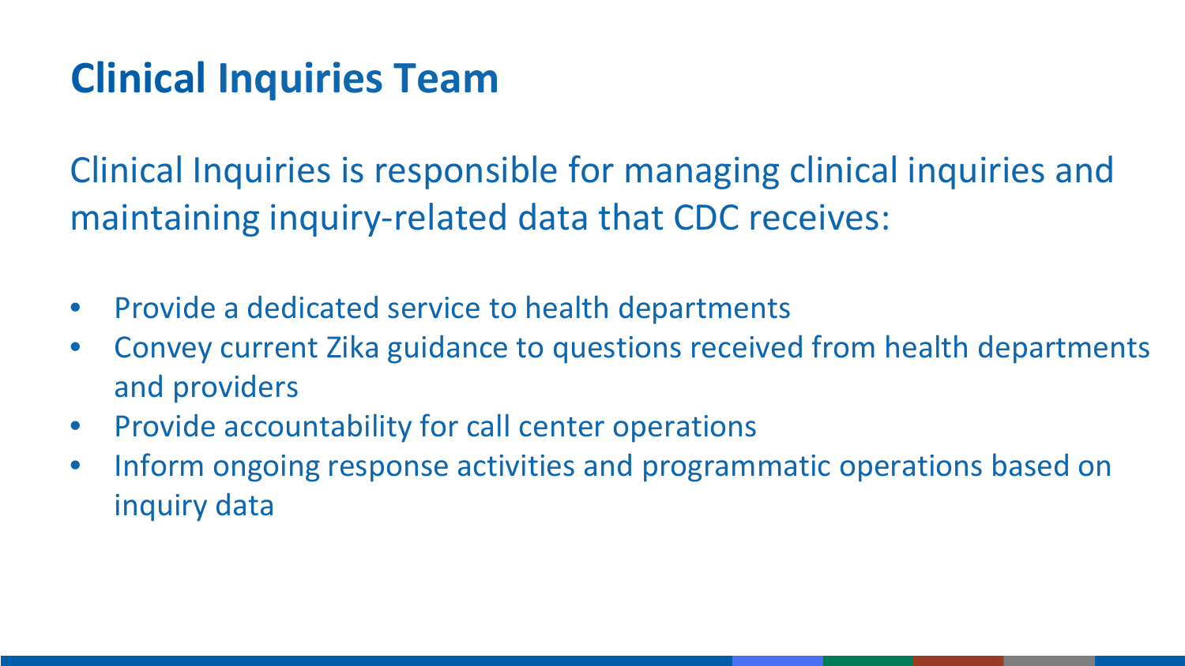# Clinical Inquiries Team

Clinical Inquiries is responsible for managing clinical inquiries and maintaining inquiry-related data that CDC receives:

- Provide a dedicated service to health departments
- Convey current Zika guidance to questions received from health departments and providers
- Provide accountability for call center operations
- Inform ongoing response activities and programmatic operations based on inquiry data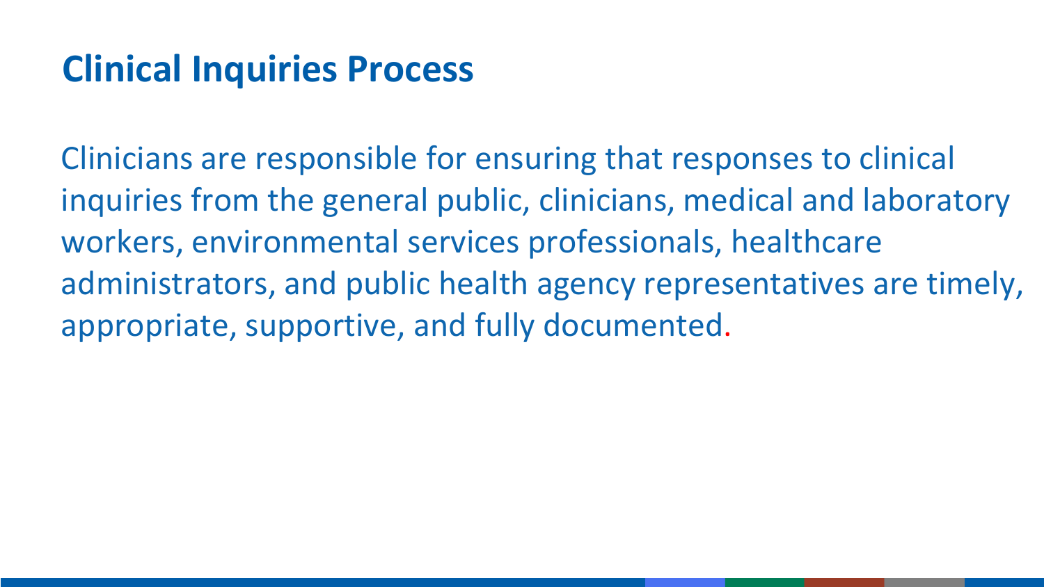# Clinical Inquiries Process

Clinicians are responsible for ensuring that responses to clinical inquiries from the general public, clinicians, medical and laboratory workers, environmental services professionals, healthcare administrators, and public health agency representatives are timely, appropriate, supportive, and fully documented.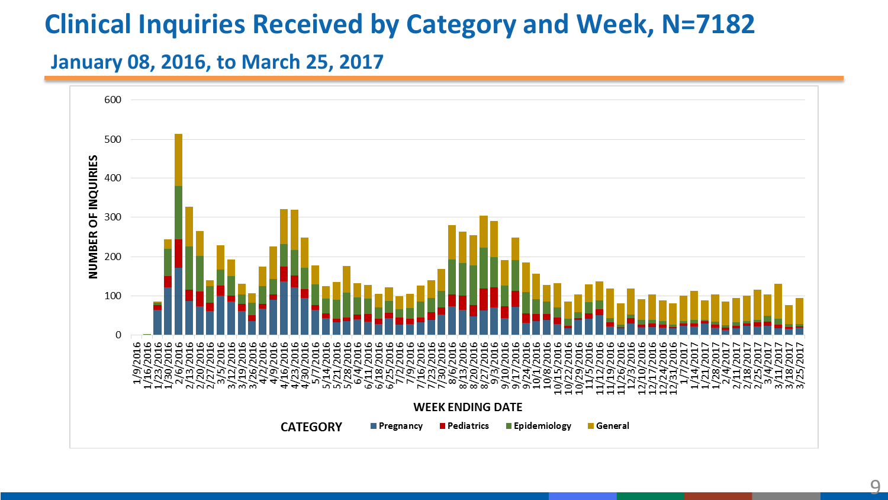# Clinical Inquiries Received by Category and Week, N=7182

## January 08, 2016, to March 25, 2017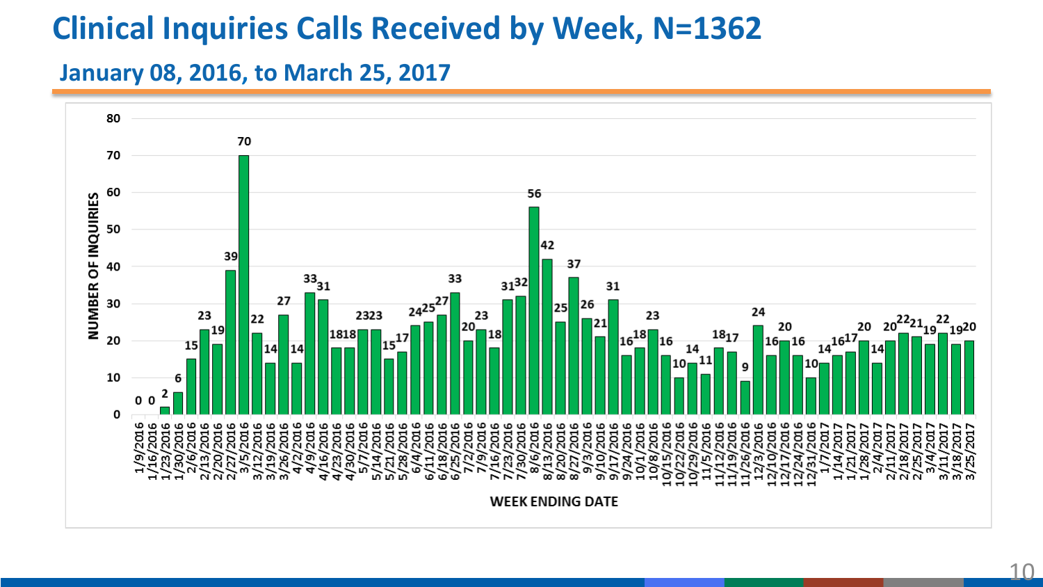# Clinical Inquiries Calls Received by Week, N=1362

## January 08, 2016, to March 25, 2017

| Week Ending Date | Number of Inquiries |
|---|---|
| 1/9/2016 | 0 |
| 1/16/2016 | 0 |
| 1/23/2016 | 2 |
| 1/30/2016 | 6 |
| 2/6/2016 | 15 |
| 2/13/2016 | 23 |
| 2/20/2016 | 19 |
| 2/27/2016 | 39 |
| 3/5/2016 | 70 |
| 3/12/2016 | 22 |
| 3/19/2016 | 14 |
| 3/26/2016 | 27 |
| 4/2/2016 | 14 |
| 4/9/2016 | 33 |
| 4/16/2016 | 31 |
| 4/23/2016 | 18 |
| 4/30/2016 | 18 |
| 5/7/2016 | 23 |
| 5/14/2016 | 23 |
| 5/21/2016 | 15 |
| 5/28/2016 | 17 |
| 6/4/2016 | 24 |
| 6/11/2016 | 25 |
| 6/18/2016 | 27 |
| 6/25/2016 | 33 |
| 7/2/2016 | 20 |
| 7/9/2016 | 23 |
| 7/16/2016 | 18 |
| 7/23/2016 | 31 |
| 7/30/2016 | 32 |
| 8/6/2016 | 56 |
| 8/13/2016 | 42 |
| 8/20/2016 | 25 |
| 8/27/2016 | 37 |
| 9/3/2016 | 26 |
| 9/10/2016 | 21 |
| 9/17/2016 | 31 |
| 9/24/2016 | 16 |
| 10/1/2016 | 18 |
| 10/8/2016 | 23 |
| 10/15/2016 | 16 |
| 10/22/2016 | 10 |
| 10/29/2016 | 14 |
| 11/5/2016 | 11 |
| 11/12/2016 | 18 |
| 11/19/2016 | 17 |
| 11/26/2016 | 9 |
| 12/3/2016 | 24 |
| 12/10/2016 | 16 |
| 12/17/2016 | 20 |
| 12/24/2016 | 16 |
| 12/31/2016 | 10 |
| 1/7/2017 | 14 |
| 1/14/2017 | 16 |
| 1/21/2017 | 17 |
| 1/28/2017 | 20 |
| 2/4/2017 | 14 |
| 2/11/2017 | 20 |
| 2/18/2017 | 22 |
| 2/25/2017 | 21 |
| 3/4/2017 | 19 |
| 3/11/2017 | 22 |
| 3/18/2017 | 19 |
| 3/25/2017 | 20 |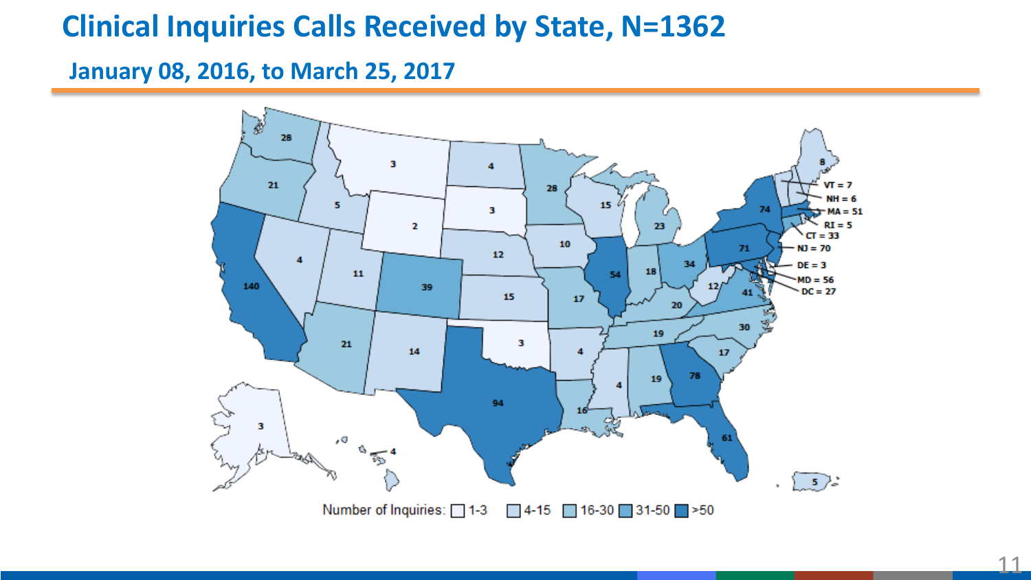# Clinical Inquiries Calls Received by State, N=1362

## January 08, 2016, to March 25, 2017

| State | Number of Inquiries |
| --- | --- |
| Washington | 28 |
| Oregon | 21 |
| California | 140 |
| Idaho | 5 |
| Nevada | 4 |
| Montana | 3 |
| Wyoming | 2 |
| Utah | 11 |
| Arizona | 21 |
| Colorado | 39 |
| New Mexico | 14 |
| North Dakota | 4 |
| South Dakota | 3 |
| Nebraska | 12 |
| Kansas | 15 |
| Oklahoma | 3 |
| Texas | 94 |
| Minnesota | 28 |
| Iowa | 10 |
| Missouri | 17 |
| Arkansas | 4 |
| Louisiana | 16 |
| Wisconsin | 15 |
| Illinois | 54 |
| Michigan | 23 |
| Indiana | 18 |
| Ohio | 34 |
| Kentucky | 20 |
| Tennessee | 19 |
| Mississippi | 4 |
| Alabama | 19 |
| Georgia | 78 |
| Florida | 61 |
| South Carolina | 17 |
| North Carolina | 30 |
| Virginia | 41 |
| West Virginia | 12 |
| Pennsylvania | 71 |
| New York | 74 |
| Maine | 8 |
| VT | 7 |
| NH | 6 |
| MA | 51 |
| RI | 5 |
| CT | 33 |
| NJ | 70 |
| DE | 3 |
| MD | 56 |
| DC | 27 |
| Alaska | 3 |
| Hawaii | 4 |
| Puerto Rico | 5 |

Number of Inquiries: 1-3 | 4-15 | 16-30 | 31-50 | >50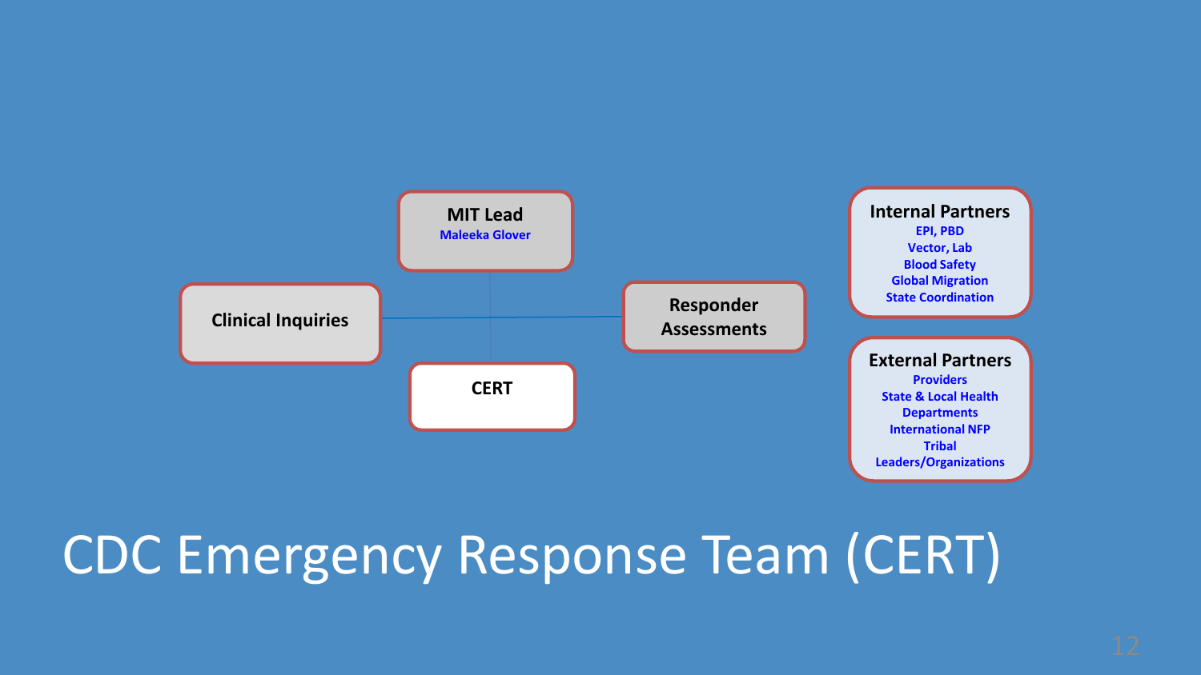# CDC Emergency Response Team (CERT)

**MIT Lead**
Maleeka Glover

**Clinical Inquiries**

**Responder Assessments**

**CERT**

**Internal Partners**
- EPI, PBD
- Vector, Lab
- Blood Safety
- Global Migration
- State Coordination

**External Partners**
- Providers
- State & Local Health Departments
- International NFP
- Tribal Leaders/Organizations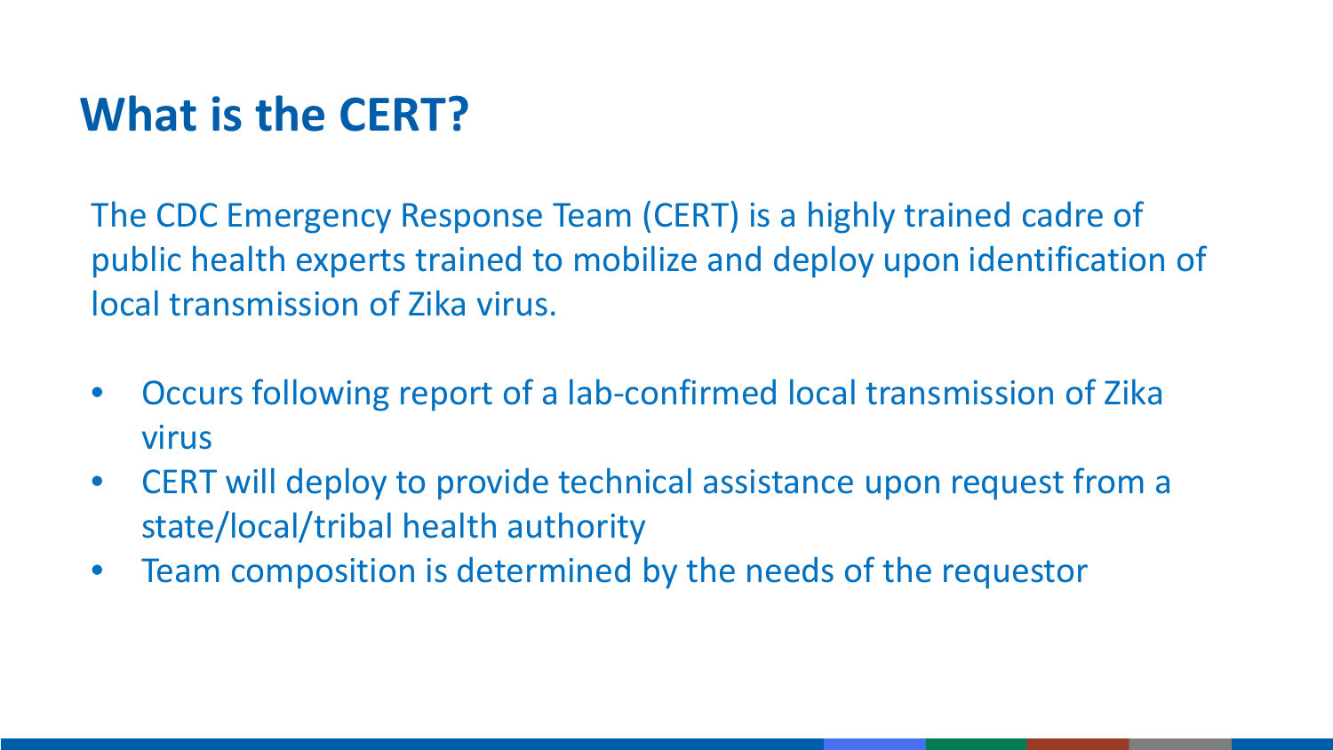# What is the CERT?

The CDC Emergency Response Team (CERT) is a highly trained cadre of public health experts trained to mobilize and deploy upon identification of local transmission of Zika virus.

- Occurs following report of a lab-confirmed local transmission of Zika virus
- CERT will deploy to provide technical assistance upon request from a state/local/tribal health authority
- Team composition is determined by the needs of the requestor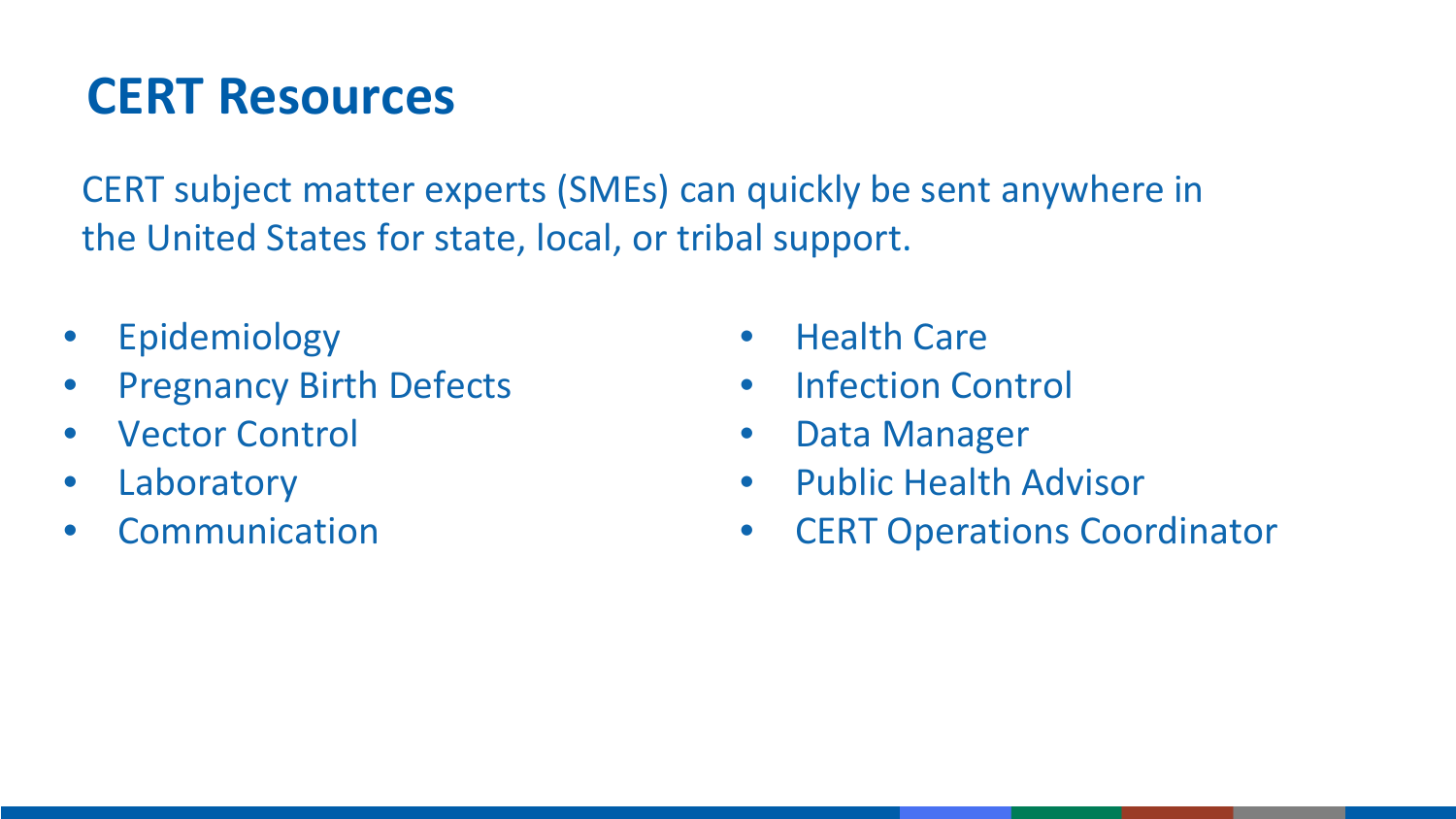# CERT Resources

CERT subject matter experts (SMEs) can quickly be sent anywhere in the United States for state, local, or tribal support.

- Epidemiology
- Pregnancy Birth Defects
- Vector Control
- Laboratory
- Communication
- Health Care
- Infection Control
- Data Manager
- Public Health Advisor
- CERT Operations Coordinator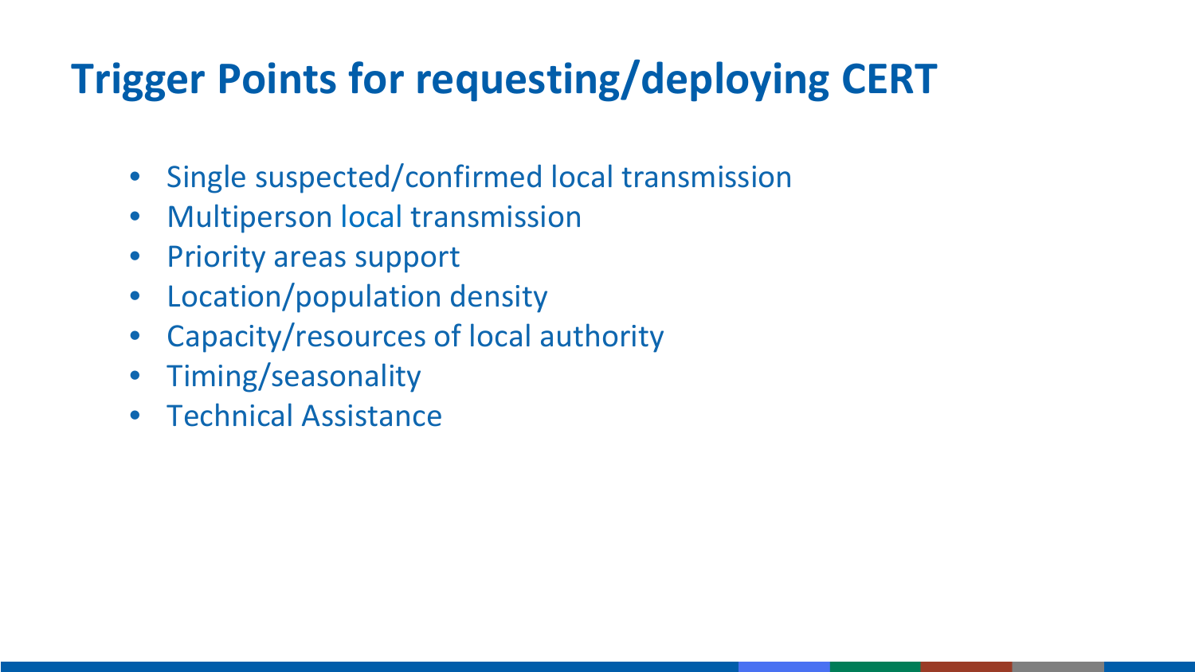# Trigger Points for requesting/deploying CERT

- Single suspected/confirmed local transmission
- Multiperson local transmission
- Priority areas support
- Location/population density
- Capacity/resources of local authority
- Timing/seasonality
- Technical Assistance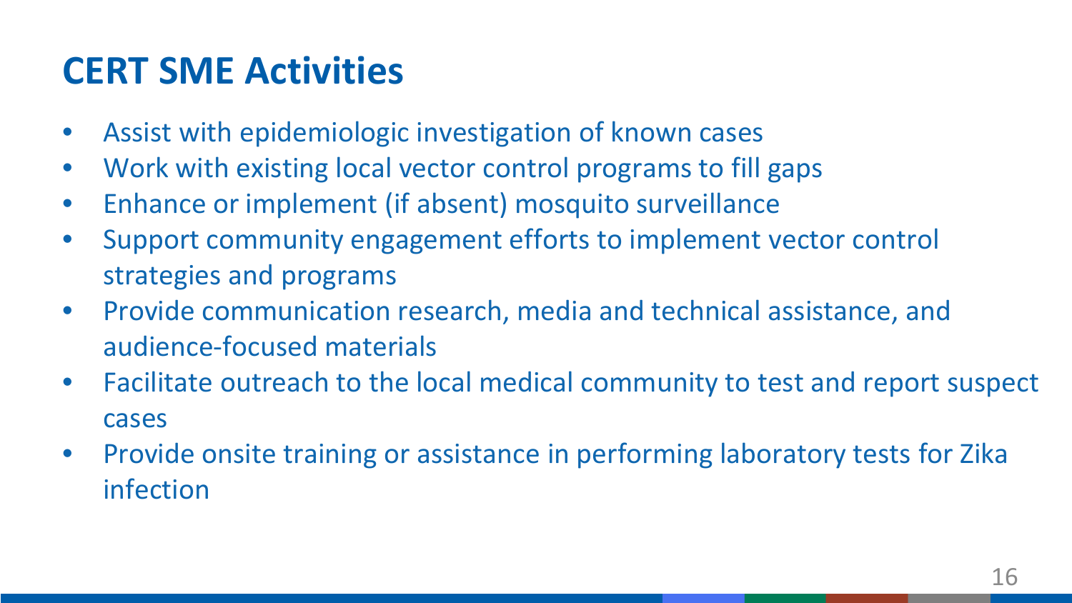# CERT SME Activities

- Assist with epidemiologic investigation of known cases
- Work with existing local vector control programs to fill gaps
- Enhance or implement (if absent) mosquito surveillance
- Support community engagement efforts to implement vector control strategies and programs
- Provide communication research, media and technical assistance, and audience-focused materials
- Facilitate outreach to the local medical community to test and report suspect cases
- Provide onsite training or assistance in performing laboratory tests for Zika infection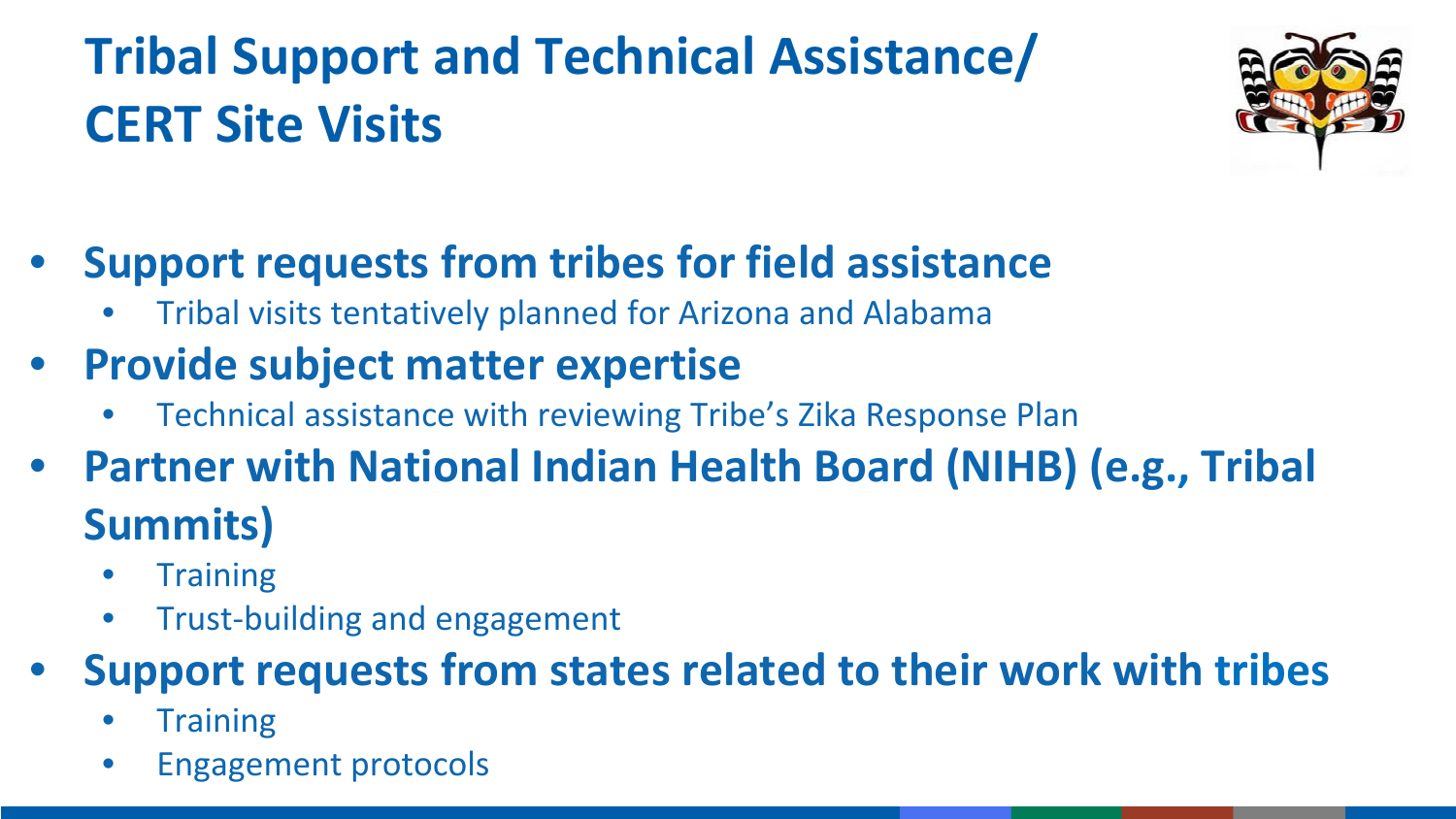# Tribal Support and Technical Assistance/ CERT Site Visits

- **Support requests from tribes for field assistance**
  - Tribal visits tentatively planned for Arizona and Alabama
- **Provide subject matter expertise**
  - Technical assistance with reviewing Tribe's Zika Response Plan
- **Partner with National Indian Health Board (NIHB) (e.g., Tribal Summits)**
  - Training
  - Trust-building and engagement
- **Support requests from states related to their work with tribes**
  - Training
  - Engagement protocols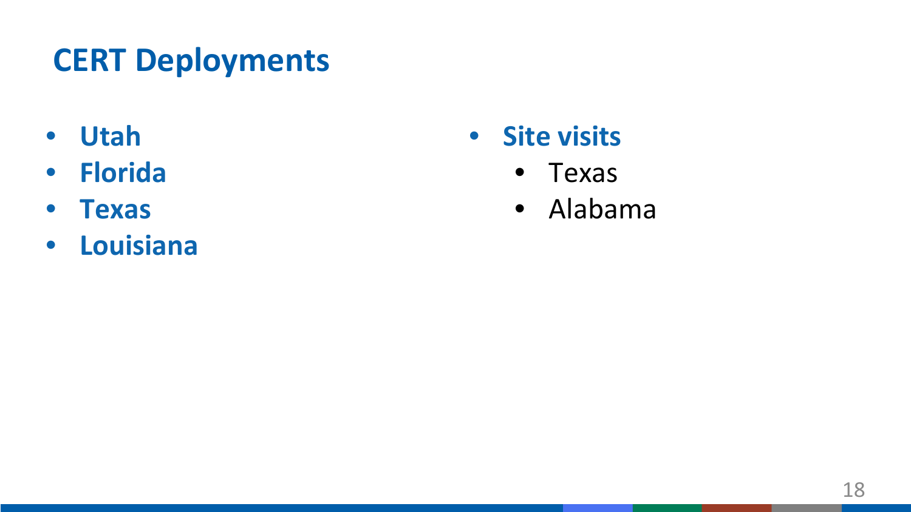# CERT Deployments

- **Utah**
- **Florida**
- **Texas**
- **Louisiana**

- **Site visits**
  - Texas
  - Alabama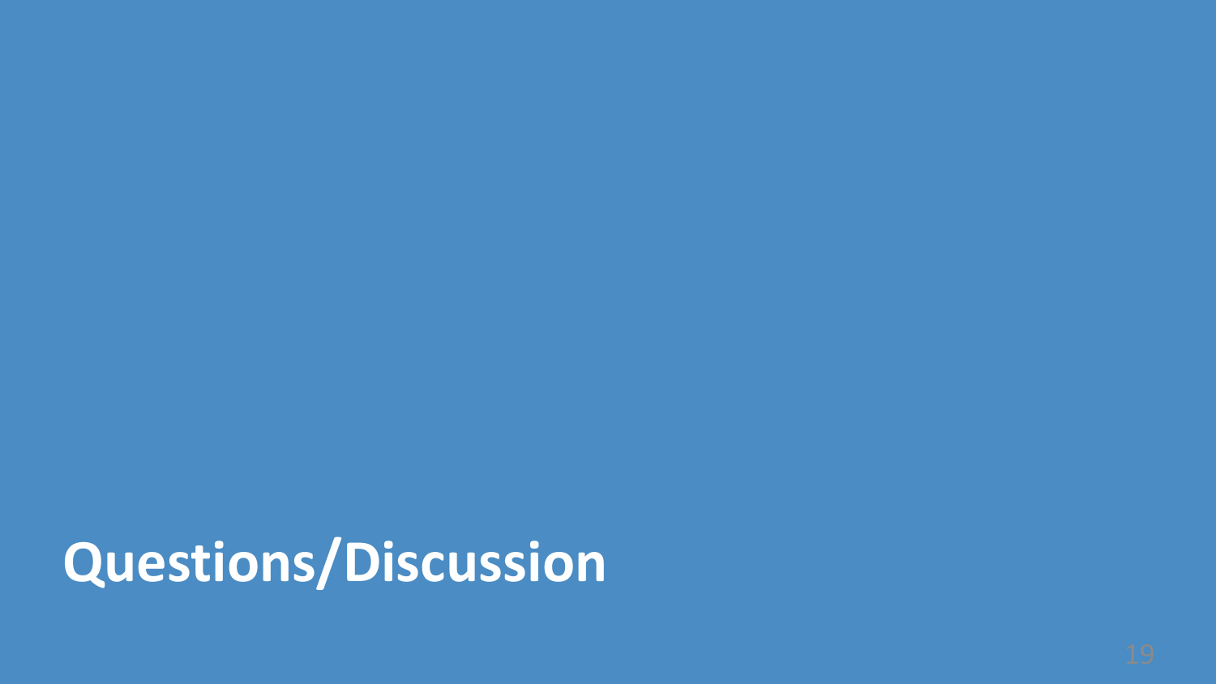# Questions/Discussion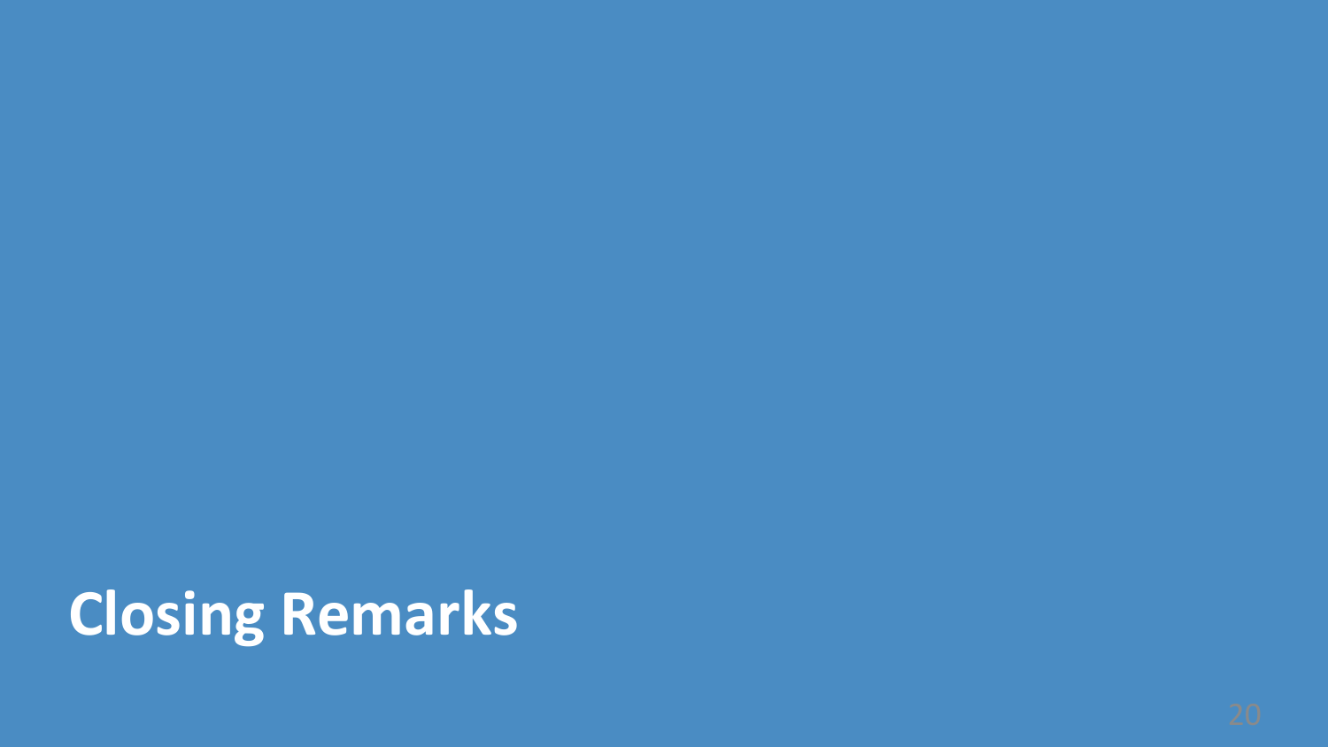# Closing Remarks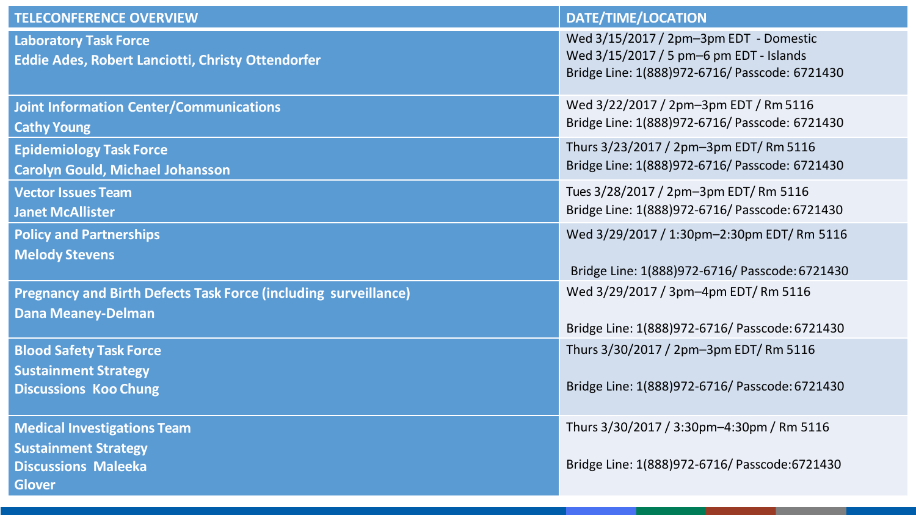| TELECONFERENCE OVERVIEW | DATE/TIME/LOCATION |
| --- | --- |
| **Laboratory Task Force**<br>**Eddie Ades, Robert Lanciotti, Christy Ottendorfer** | Wed 3/15/2017 / 2pm–3pm EDT - Domestic<br>Wed 3/15/2017 / 5 pm–6 pm EDT - Islands<br>Bridge Line: 1(888)972-6716/ Passcode: 6721430 |
| **Joint Information Center/Communications**<br>**Cathy Young** | Wed 3/22/2017 / 2pm–3pm EDT / Rm 5116<br>Bridge Line: 1(888)972-6716/ Passcode: 6721430 |
| **Epidemiology Task Force**<br>**Carolyn Gould, Michael Johansson** | Thurs 3/23/2017 / 2pm–3pm EDT/ Rm 5116<br>Bridge Line: 1(888)972-6716/ Passcode: 6721430 |
| **Vector Issues Team**<br>**Janet McAllister** | Tues 3/28/2017 / 2pm–3pm EDT/ Rm 5116<br>Bridge Line: 1(888)972-6716/ Passcode: 6721430 |
| **Policy and Partnerships**<br>**Melody Stevens** | Wed 3/29/2017 / 1:30pm–2:30pm EDT/ Rm 5116<br>Bridge Line: 1(888)972-6716/ Passcode: 6721430 |
| **Pregnancy and Birth Defects Task Force (including surveillance)**<br>**Dana Meaney-Delman** | Wed 3/29/2017 / 3pm–4pm EDT/ Rm 5116<br>Bridge Line: 1(888)972-6716/ Passcode: 6721430 |
| **Blood Safety Task Force**<br>**Sustainment Strategy**<br>**Discussions Koo Chung** | Thurs 3/30/2017 / 2pm–3pm EDT/ Rm 5116<br>Bridge Line: 1(888)972-6716/ Passcode: 6721430 |
| **Medical Investigations Team**<br>**Sustainment Strategy**<br>**Discussions Maleeka Glover** | Thurs 3/30/2017 / 3:30pm–4:30pm / Rm 5116<br>Bridge Line: 1(888)972-6716/ Passcode:6721430 |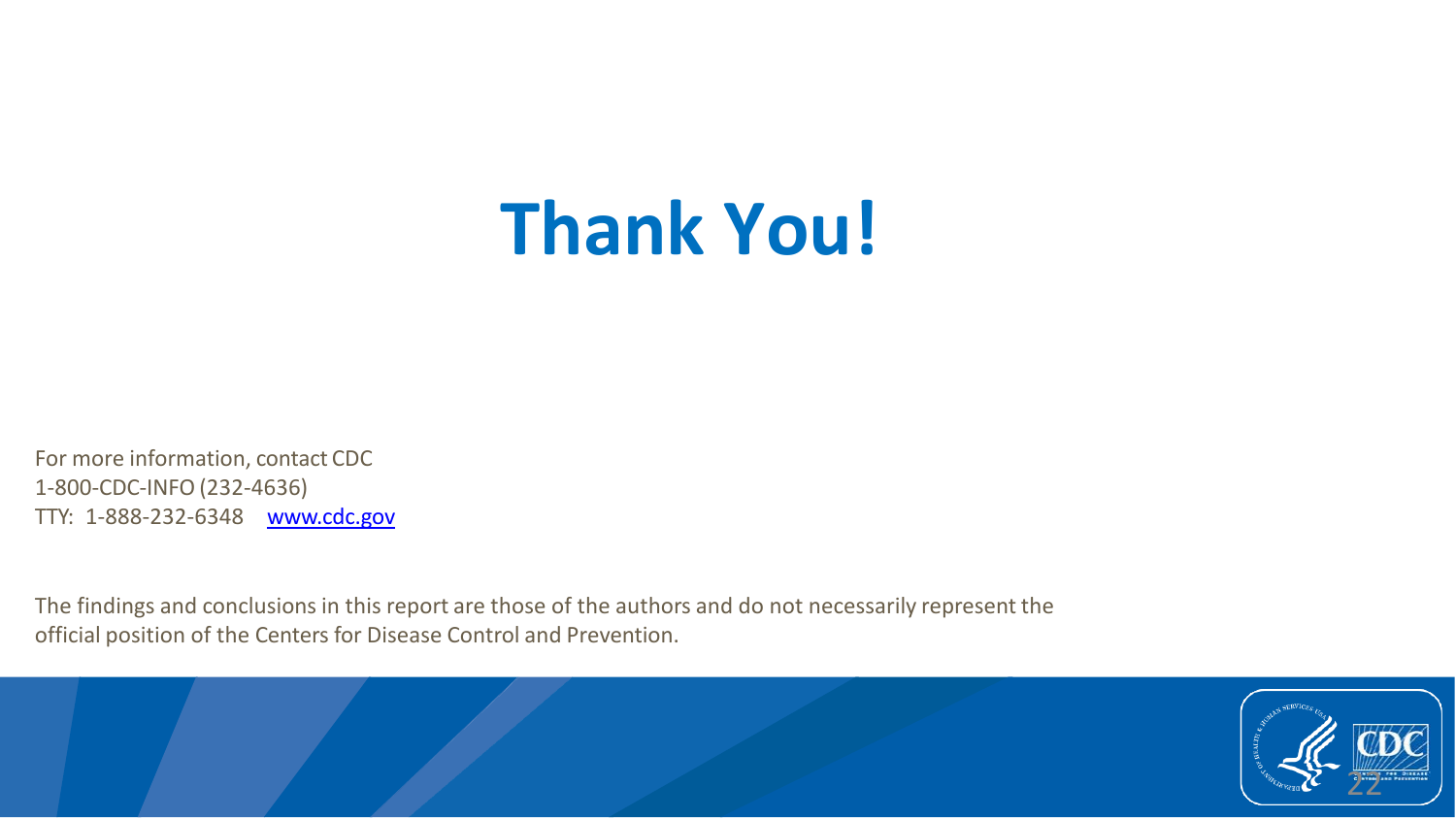# Thank You!

For more information, contact CDC
1-800-CDC-INFO (232-4636)
TTY: 1-888-232-6348 [www.cdc.gov](http://www.cdc.gov)

The findings and conclusions in this report are those of the authors and do not necessarily represent the official position of the Centers for Disease Control and Prevention.